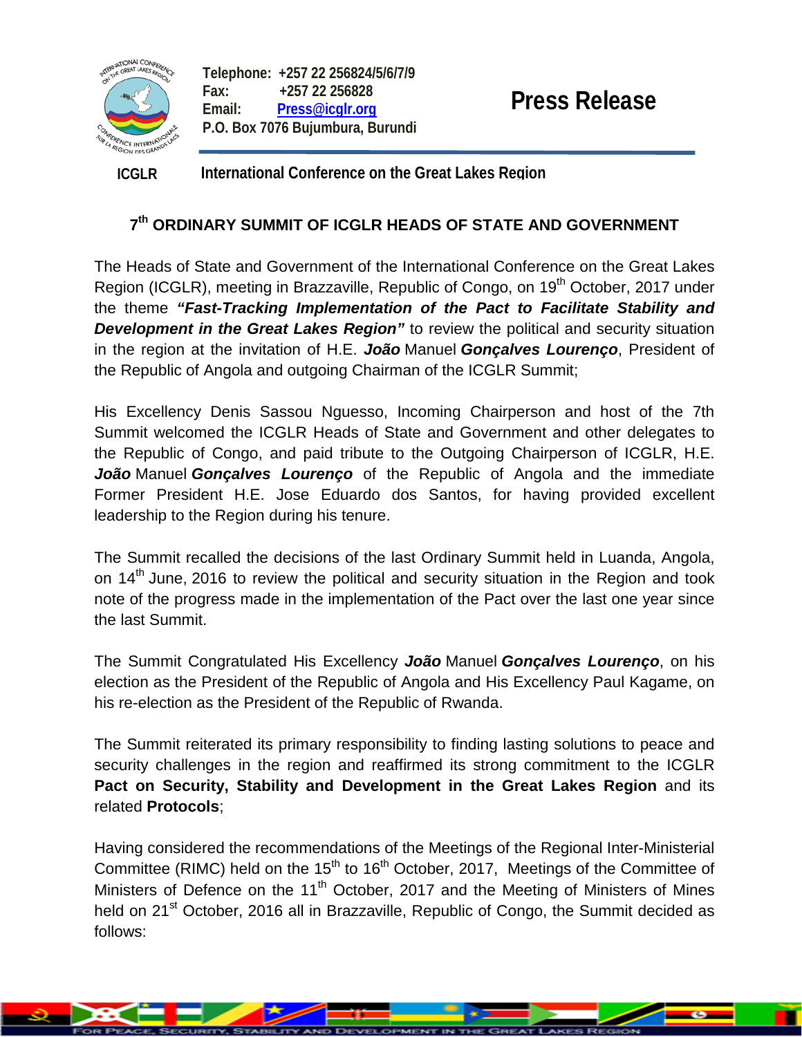Telephone: +257 22 256824/5/6/7/9
Fax: +257 22 256828
Email: Press@icglr.org
P.O. Box 7076 Bujumbura, Burundi

# Press Release

**ICGLR** **International Conference on the Great Lakes Region**

## 7th ORDINARY SUMMIT OF ICGLR HEADS OF STATE AND GOVERNMENT

The Heads of State and Government of the International Conference on the Great Lakes Region (ICGLR), meeting in Brazzaville, Republic of Congo, on 19th October, 2017 under the theme ***"Fast-Tracking Implementation of the Pact to Facilitate Stability and Development in the Great Lakes Region"*** to review the political and security situation in the region at the invitation of H.E. ***João*** Manuel ***Gonçalves Lourenço***, President of the Republic of Angola and outgoing Chairman of the ICGLR Summit;

His Excellency Denis Sassou Nguesso, Incoming Chairperson and host of the 7th Summit welcomed the ICGLR Heads of State and Government and other delegates to the Republic of Congo, and paid tribute to the Outgoing Chairperson of ICGLR, H.E. ***João*** Manuel ***Gonçalves Lourenço*** of the Republic of Angola and the immediate Former President H.E. Jose Eduardo dos Santos, for having provided excellent leadership to the Region during his tenure.

The Summit recalled the decisions of the last Ordinary Summit held in Luanda, Angola, on 14th June, 2016 to review the political and security situation in the Region and took note of the progress made in the implementation of the Pact over the last one year since the last Summit.

The Summit Congratulated His Excellency ***João*** Manuel ***Gonçalves Lourenço***, on his election as the President of the Republic of Angola and His Excellency Paul Kagame, on his re-election as the President of the Republic of Rwanda.

The Summit reiterated its primary responsibility to finding lasting solutions to peace and security challenges in the region and reaffirmed its strong commitment to the ICGLR **Pact on Security, Stability and Development in the Great Lakes Region** and its related **Protocols**;

Having considered the recommendations of the Meetings of the Regional Inter-Ministerial Committee (RIMC) held on the 15th to 16th October, 2017, Meetings of the Committee of Ministers of Defence on the 11th October, 2017 and the Meeting of Ministers of Mines held on 21st October, 2016 all in Brazzaville, Republic of Congo, the Summit decided as follows: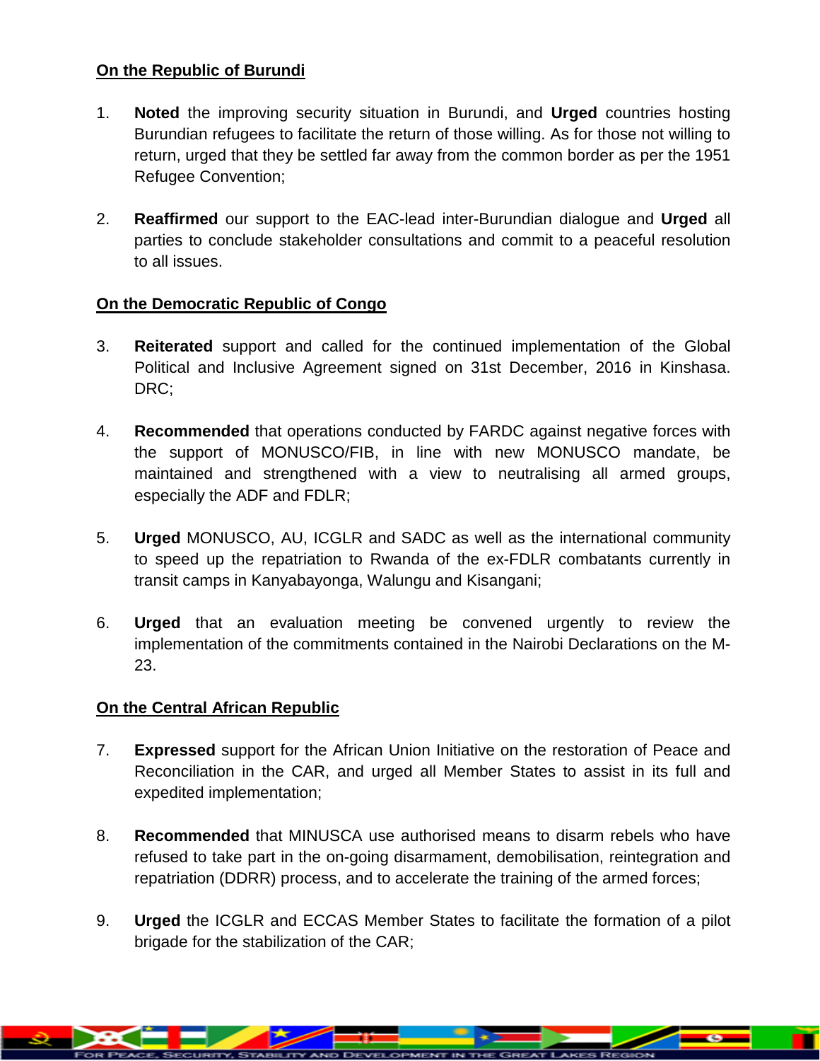**On the Republic of Burundi**

1. **Noted** the improving security situation in Burundi, and **Urged** countries hosting Burundian refugees to facilitate the return of those willing. As for those not willing to return, urged that they be settled far away from the common border as per the 1951 Refugee Convention;

2. **Reaffirmed** our support to the EAC-lead inter-Burundian dialogue and **Urged** all parties to conclude stakeholder consultations and commit to a peaceful resolution to all issues.

**On the Democratic Republic of Congo**

3. **Reiterated** support and called for the continued implementation of the Global Political and Inclusive Agreement signed on 31st December, 2016 in Kinshasa. DRC;

4. **Recommended** that operations conducted by FARDC against negative forces with the support of MONUSCO/FIB, in line with new MONUSCO mandate, be maintained and strengthened with a view to neutralising all armed groups, especially the ADF and FDLR;

5. **Urged** MONUSCO, AU, ICGLR and SADC as well as the international community to speed up the repatriation to Rwanda of the ex-FDLR combatants currently in transit camps in Kanyabayonga, Walungu and Kisangani;

6. **Urged** that an evaluation meeting be convened urgently to review the implementation of the commitments contained in the Nairobi Declarations on the M-23.

**On the Central African Republic**

7. **Expressed** support for the African Union Initiative on the restoration of Peace and Reconciliation in the CAR, and urged all Member States to assist in its full and expedited implementation;

8. **Recommended** that MINUSCA use authorised means to disarm rebels who have refused to take part in the on-going disarmament, demobilisation, reintegration and repatriation (DDRR) process, and to accelerate the training of the armed forces;

9. **Urged** the ICGLR and ECCAS Member States to facilitate the formation of a pilot brigade for the stabilization of the CAR;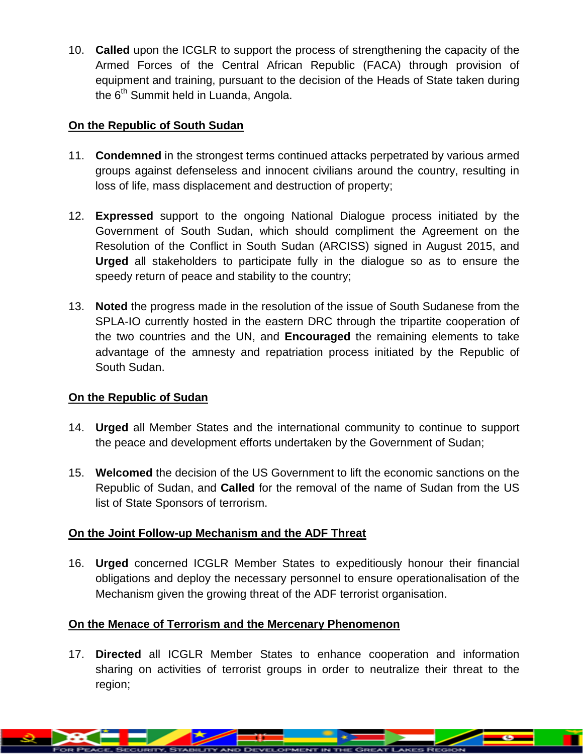10. **Called** upon the ICGLR to support the process of strengthening the capacity of the Armed Forces of the Central African Republic (FACA) through provision of equipment and training, pursuant to the decision of the Heads of State taken during the 6th Summit held in Luanda, Angola.

**<u>On the Republic of South Sudan</u>**

11. **Condemned** in the strongest terms continued attacks perpetrated by various armed groups against defenseless and innocent civilians around the country, resulting in loss of life, mass displacement and destruction of property;

12. **Expressed** support to the ongoing National Dialogue process initiated by the Government of South Sudan, which should compliment the Agreement on the Resolution of the Conflict in South Sudan (ARCISS) signed in August 2015, and **Urged** all stakeholders to participate fully in the dialogue so as to ensure the speedy return of peace and stability to the country;

13. **Noted** the progress made in the resolution of the issue of South Sudanese from the SPLA-IO currently hosted in the eastern DRC through the tripartite cooperation of the two countries and the UN, and **Encouraged** the remaining elements to take advantage of the amnesty and repatriation process initiated by the Republic of South Sudan.

**<u>On the Republic of Sudan</u>**

14. **Urged** all Member States and the international community to continue to support the peace and development efforts undertaken by the Government of Sudan;

15. **Welcomed** the decision of the US Government to lift the economic sanctions on the Republic of Sudan, and **Called** for the removal of the name of Sudan from the US list of State Sponsors of terrorism.

**<u>On the Joint Follow-up Mechanism and the ADF Threat</u>**

16. **Urged** concerned ICGLR Member States to expeditiously honour their financial obligations and deploy the necessary personnel to ensure operationalisation of the Mechanism given the growing threat of the ADF terrorist organisation.

**<u>On the Menace of Terrorism and the Mercenary Phenomenon</u>**

17. **Directed** all ICGLR Member States to enhance cooperation and information sharing on activities of terrorist groups in order to neutralize their threat to the region;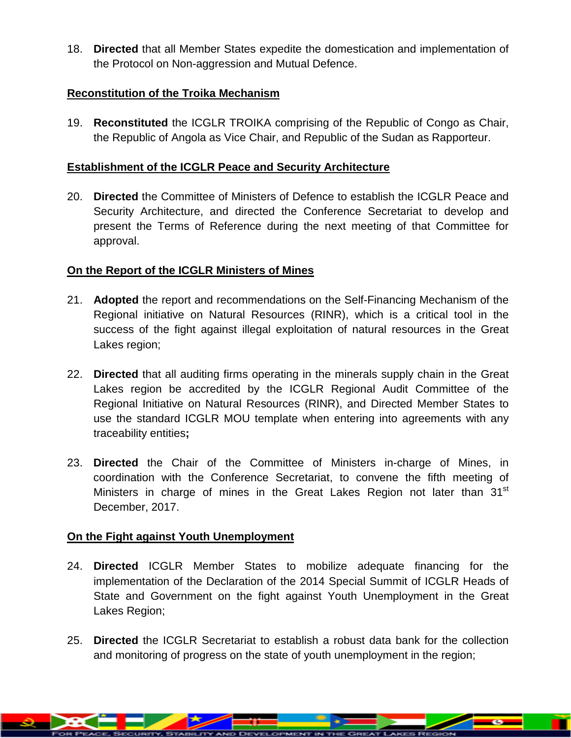18. **Directed** that all Member States expedite the domestication and implementation of the Protocol on Non-aggression and Mutual Defence.

**Reconstitution of the Troika Mechanism**

19. **Reconstituted** the ICGLR TROIKA comprising of the Republic of Congo as Chair, the Republic of Angola as Vice Chair, and Republic of the Sudan as Rapporteur.

**Establishment of the ICGLR Peace and Security Architecture**

20. **Directed** the Committee of Ministers of Defence to establish the ICGLR Peace and Security Architecture, and directed the Conference Secretariat to develop and present the Terms of Reference during the next meeting of that Committee for approval.

**On the Report of the ICGLR Ministers of Mines**

21. **Adopted** the report and recommendations on the Self-Financing Mechanism of the Regional initiative on Natural Resources (RINR), which is a critical tool in the success of the fight against illegal exploitation of natural resources in the Great Lakes region;

22. **Directed** that all auditing firms operating in the minerals supply chain in the Great Lakes region be accredited by the ICGLR Regional Audit Committee of the Regional Initiative on Natural Resources (RINR), and Directed Member States to use the standard ICGLR MOU template when entering into agreements with any traceability entities**;**

23. **Directed** the Chair of the Committee of Ministers in-charge of Mines, in coordination with the Conference Secretariat, to convene the fifth meeting of Ministers in charge of mines in the Great Lakes Region not later than 31st December, 2017.

**On the Fight against Youth Unemployment**

24. **Directed** ICGLR Member States to mobilize adequate financing for the implementation of the Declaration of the 2014 Special Summit of ICGLR Heads of State and Government on the fight against Youth Unemployment in the Great Lakes Region;

25. **Directed** the ICGLR Secretariat to establish a robust data bank for the collection and monitoring of progress on the state of youth unemployment in the region;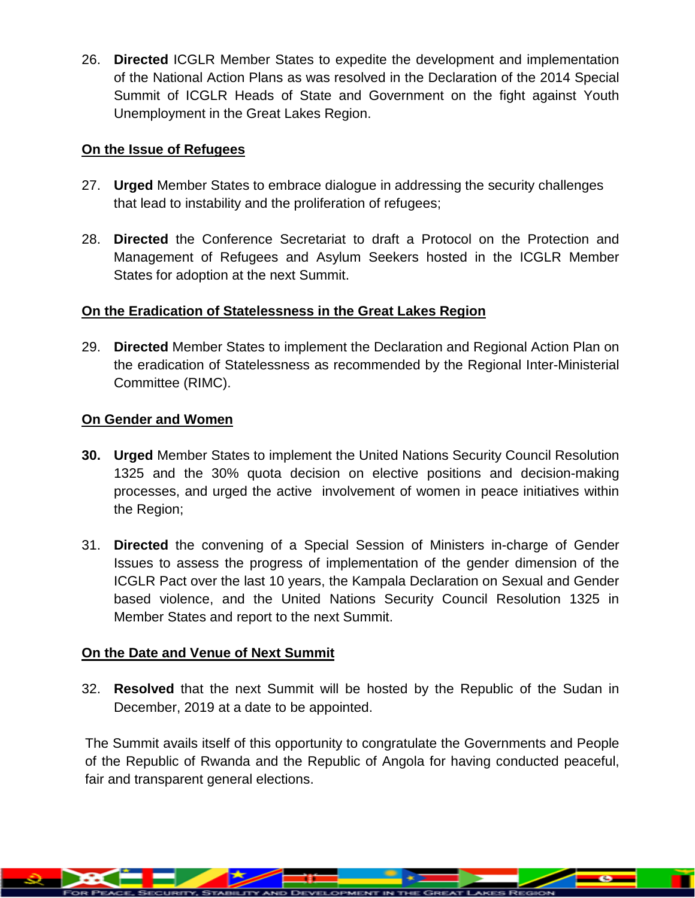26. **Directed** ICGLR Member States to expedite the development and implementation of the National Action Plans as was resolved in the Declaration of the 2014 Special Summit of ICGLR Heads of State and Government on the fight against Youth Unemployment in the Great Lakes Region.

**<u>On the Issue of Refugees</u>**

27. **Urged** Member States to embrace dialogue in addressing the security challenges that lead to instability and the proliferation of refugees;

28. **Directed** the Conference Secretariat to draft a Protocol on the Protection and Management of Refugees and Asylum Seekers hosted in the ICGLR Member States for adoption at the next Summit.

**<u>On the Eradication of Statelessness in the Great Lakes Region</u>**

29. **Directed** Member States to implement the Declaration and Regional Action Plan on the eradication of Statelessness as recommended by the Regional Inter-Ministerial Committee (RIMC).

**<u>On Gender and Women</u>**

**30.** **Urged** Member States to implement the United Nations Security Council Resolution 1325 and the 30% quota decision on elective positions and decision-making processes, and urged the active involvement of women in peace initiatives within the Region;

31. **Directed** the convening of a Special Session of Ministers in-charge of Gender Issues to assess the progress of implementation of the gender dimension of the ICGLR Pact over the last 10 years, the Kampala Declaration on Sexual and Gender based violence, and the United Nations Security Council Resolution 1325 in Member States and report to the next Summit.

**<u>On the Date and Venue of Next Summit</u>**

32. **Resolved** that the next Summit will be hosted by the Republic of the Sudan in December, 2019 at a date to be appointed.

The Summit avails itself of this opportunity to congratulate the Governments and People of the Republic of Rwanda and the Republic of Angola for having conducted peaceful, fair and transparent general elections.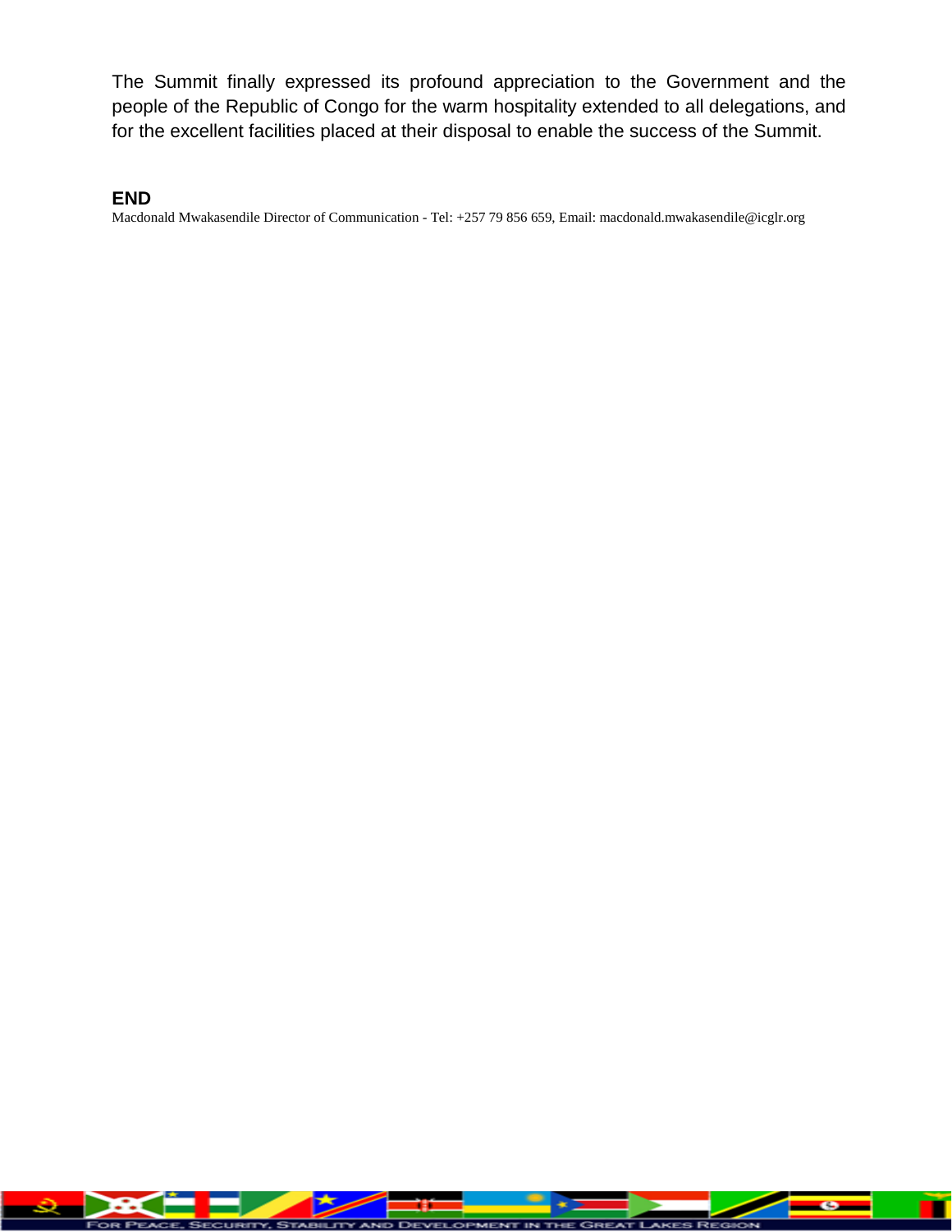The Summit finally expressed its profound appreciation to the Government and the people of the Republic of Congo for the warm hospitality extended to all delegations, and for the excellent facilities placed at their disposal to enable the success of the Summit.

**END**

Macdonald Mwakasendile Director of Communication - Tel: +257 79 856 659, Email: macdonald.mwakasendile@icglr.org